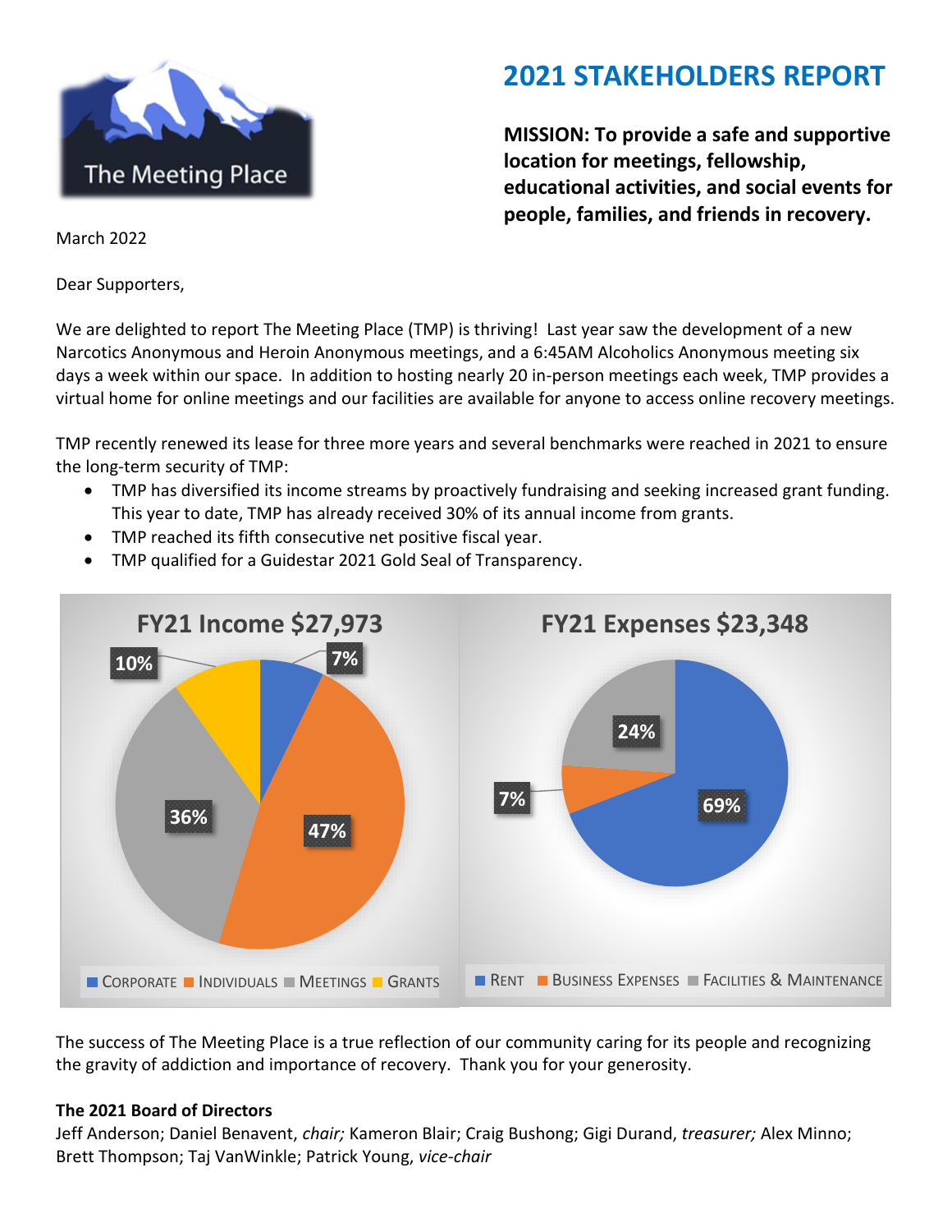The Meeting Place

# 2021 STAKEHOLDERS REPORT

**MISSION: To provide a safe and supportive location for meetings, fellowship, educational activities, and social events for people, families, and friends in recovery.**

March 2022

Dear Supporters,

We are delighted to report The Meeting Place (TMP) is thriving! Last year saw the development of a new Narcotics Anonymous and Heroin Anonymous meetings, and a 6:45AM Alcoholics Anonymous meeting six days a week within our space. In addition to hosting nearly 20 in-person meetings each week, TMP provides a virtual home for online meetings and our facilities are available for anyone to access online recovery meetings.

TMP recently renewed its lease for three more years and several benchmarks were reached in 2021 to ensure the long-term security of TMP:

- TMP has diversified its income streams by proactively fundraising and seeking increased grant funding. This year to date, TMP has already received 30% of its annual income from grants.
- TMP reached its fifth consecutive net positive fiscal year.
- TMP qualified for a Guidestar 2021 Gold Seal of Transparency.

**FY21 Income $27,973**

| Source | Share |
|---|---|
| Corporate | 7% |
| Individuals | 47% |
| Meetings | 36% |
| Grants | 10% |

**FY21 Expenses $23,348**

| Category | Share |
|---|---|
| Rent | 69% |
| Business Expenses | 7% |
| Facilities & Maintenance | 24% |

The success of The Meeting Place is a true reflection of our community caring for its people and recognizing the gravity of addiction and importance of recovery. Thank you for your generosity.

**The 2021 Board of Directors**

Jeff Anderson; Daniel Benavent, *chair;* Kameron Blair; Craig Bushong; Gigi Durand, *treasurer;* Alex Minno; Brett Thompson; Taj VanWinkle; Patrick Young, *vice-chair*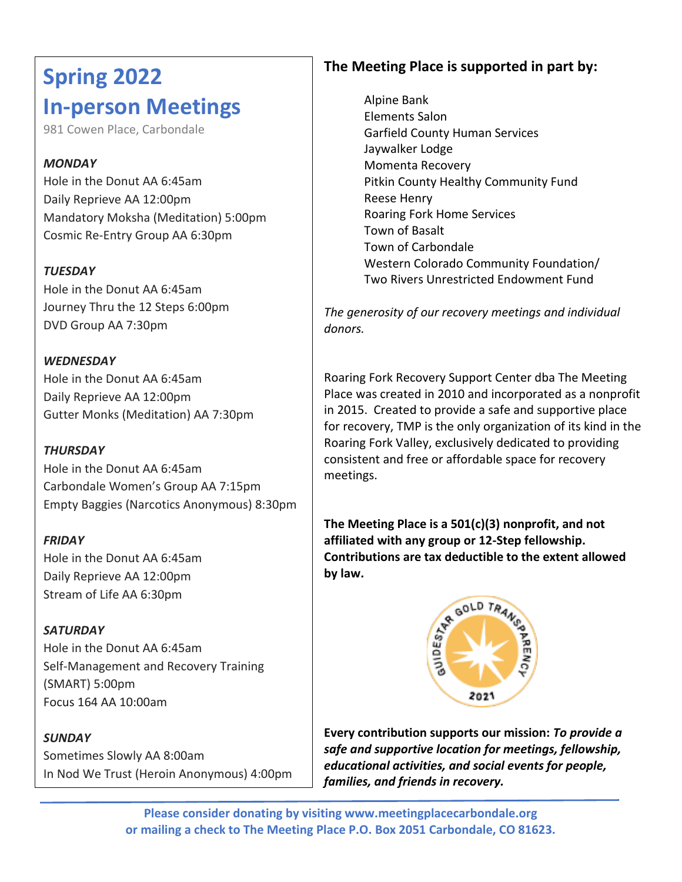# Spring 2022
# In-person Meetings

981 Cowen Place, Carbondale

*MONDAY*
Hole in the Donut AA 6:45am
Daily Reprieve AA 12:00pm
Mandatory Moksha (Meditation) 5:00pm
Cosmic Re-Entry Group AA 6:30pm

*TUESDAY*
Hole in the Donut AA 6:45am
Journey Thru the 12 Steps 6:00pm
DVD Group AA 7:30pm

*WEDNESDAY*
Hole in the Donut AA 6:45am
Daily Reprieve AA 12:00pm
Gutter Monks (Meditation) AA 7:30pm

*THURSDAY*
Hole in the Donut AA 6:45am
Carbondale Women's Group AA 7:15pm
Empty Baggies (Narcotics Anonymous) 8:30pm

*FRIDAY*
Hole in the Donut AA 6:45am
Daily Reprieve AA 12:00pm
Stream of Life AA 6:30pm

*SATURDAY*
Hole in the Donut AA 6:45am
Self-Management and Recovery Training (SMART) 5:00pm
Focus 164 AA 10:00am

*SUNDAY*
Sometimes Slowly AA 8:00am
In Nod We Trust (Heroin Anonymous) 4:00pm

**The Meeting Place is supported in part by:**

Alpine Bank
Elements Salon
Garfield County Human Services
Jaywalker Lodge
Momenta Recovery
Pitkin County Healthy Community Fund
Reese Henry
Roaring Fork Home Services
Town of Basalt
Town of Carbondale
Western Colorado Community Foundation/
Two Rivers Unrestricted Endowment Fund

*The generosity of our recovery meetings and individual donors.*

Roaring Fork Recovery Support Center dba The Meeting Place was created in 2010 and incorporated as a nonprofit in 2015. Created to provide a safe and supportive place for recovery, TMP is the only organization of its kind in the Roaring Fork Valley, exclusively dedicated to providing consistent and free or affordable space for recovery meetings.

**The Meeting Place is a 501(c)(3) nonprofit, and not affiliated with any group or 12-Step fellowship. Contributions are tax deductible to the extent allowed by law.**

GUIDESTAR GOLD TRANSPARENCY
2021

**Every contribution supports our mission:** ***To provide a safe and supportive location for meetings, fellowship, educational activities, and social events for people, families, and friends in recovery.***

**Please consider donating by visiting www.meetingplacecarbondale.org or mailing a check to The Meeting Place P.O. Box 2051 Carbondale, CO 81623.**